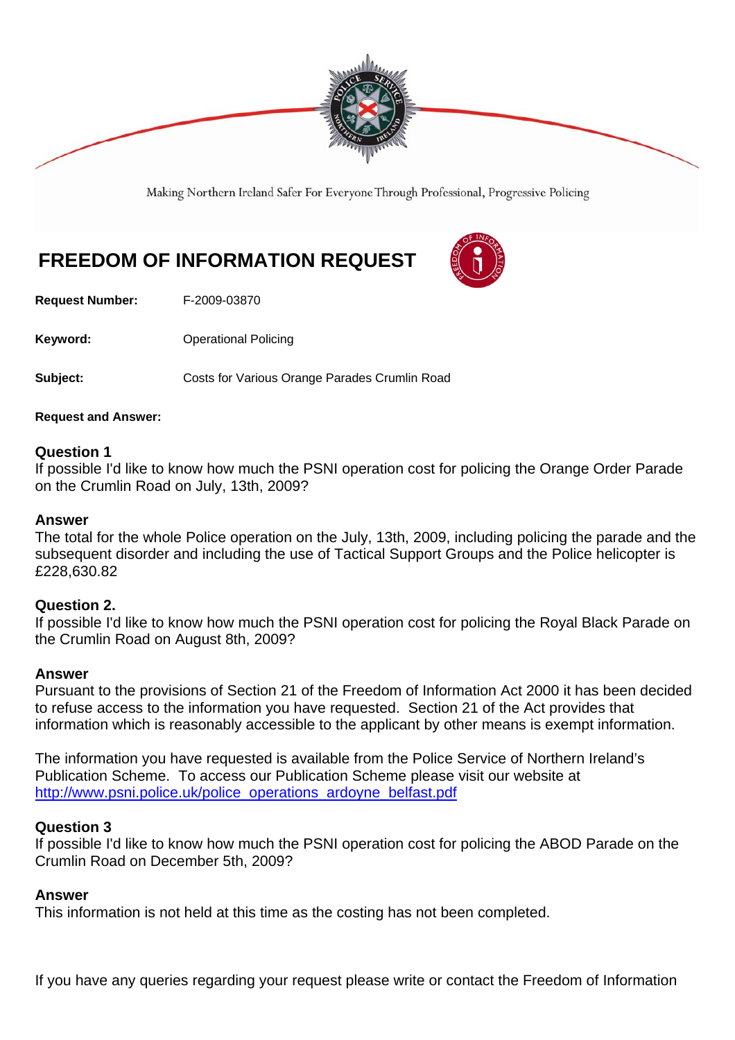Making Northern Ireland Safer For Everyone Through Professional, Progressive Policing

# FREEDOM OF INFORMATION REQUEST

**Request Number:** F-2009-03870

**Keyword:** Operational Policing

**Subject:** Costs for Various Orange Parades Crumlin Road

**Request and Answer:**

**Question 1**
If possible I'd like to know how much the PSNI operation cost for policing the Orange Order Parade on the Crumlin Road on July, 13th, 2009?

**Answer**
The total for the whole Police operation on the July, 13th, 2009, including policing the parade and the subsequent disorder and including the use of Tactical Support Groups and the Police helicopter is £228,630.82

**Question 2.**
If possible I'd like to know how much the PSNI operation cost for policing the Royal Black Parade on the Crumlin Road on August 8th, 2009?

**Answer**
Pursuant to the provisions of Section 21 of the Freedom of Information Act 2000 it has been decided to refuse access to the information you have requested. Section 21 of the Act provides that information which is reasonably accessible to the applicant by other means is exempt information.

The information you have requested is available from the Police Service of Northern Ireland's Publication Scheme. To access our Publication Scheme please visit our website at [http://www.psni.police.uk/police_operations_ardoyne_belfast.pdf](http://www.psni.police.uk/police_operations_ardoyne_belfast.pdf)

**Question 3**
If possible I'd like to know how much the PSNI operation cost for policing the ABOD Parade on the Crumlin Road on December 5th, 2009?

**Answer**
This information is not held at this time as the costing has not been completed.

If you have any queries regarding your request please write or contact the Freedom of Information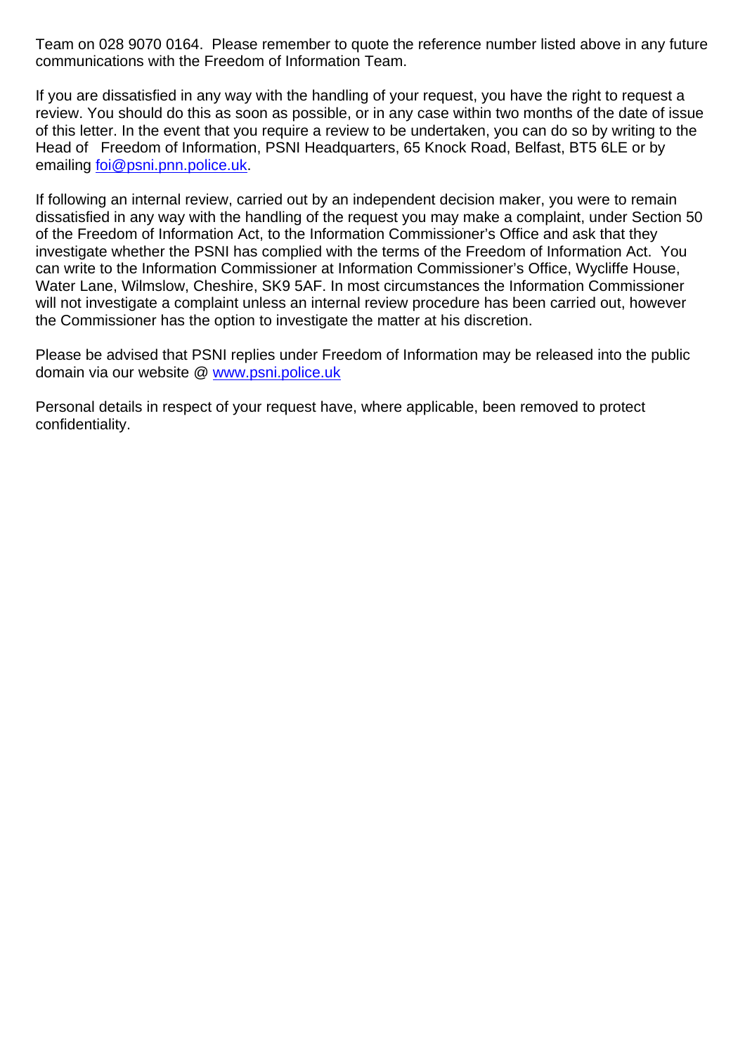Team on 028 9070 0164. Please remember to quote the reference number listed above in any future communications with the Freedom of Information Team.

If you are dissatisfied in any way with the handling of your request, you have the right to request a review. You should do this as soon as possible, or in any case within two months of the date of issue of this letter. In the event that you require a review to be undertaken, you can do so by writing to the Head of Freedom of Information, PSNI Headquarters, 65 Knock Road, Belfast, BT5 6LE or by emailing foi@psni.pnn.police.uk.

If following an internal review, carried out by an independent decision maker, you were to remain dissatisfied in any way with the handling of the request you may make a complaint, under Section 50 of the Freedom of Information Act, to the Information Commissioner's Office and ask that they investigate whether the PSNI has complied with the terms of the Freedom of Information Act. You can write to the Information Commissioner at Information Commissioner's Office, Wycliffe House, Water Lane, Wilmslow, Cheshire, SK9 5AF. In most circumstances the Information Commissioner will not investigate a complaint unless an internal review procedure has been carried out, however the Commissioner has the option to investigate the matter at his discretion.

Please be advised that PSNI replies under Freedom of Information may be released into the public domain via our website @ www.psni.police.uk

Personal details in respect of your request have, where applicable, been removed to protect confidentiality.